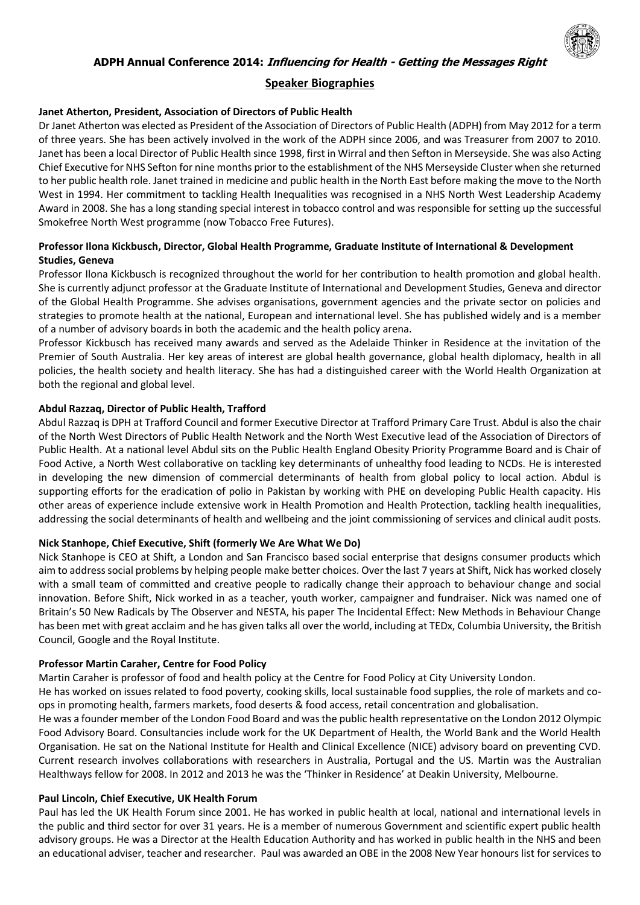# ADPH Annual Conference 2014: *Influencing for Health - Getting the Messages Right*

## Speaker Biographies

**Janet Atherton, President, Association of Directors of Public Health**

Dr Janet Atherton was elected as President of the Association of Directors of Public Health (ADPH) from May 2012 for a term of three years. She has been actively involved in the work of the ADPH since 2006, and was Treasurer from 2007 to 2010. Janet has been a local Director of Public Health since 1998, first in Wirral and then Sefton in Merseyside. She was also Acting Chief Executive for NHS Sefton for nine months prior to the establishment of the NHS Merseyside Cluster when she returned to her public health role. Janet trained in medicine and public health in the North East before making the move to the North West in 1994. Her commitment to tackling Health Inequalities was recognised in a NHS North West Leadership Academy Award in 2008. She has a long standing special interest in tobacco control and was responsible for setting up the successful Smokefree North West programme (now Tobacco Free Futures).

**Professor Ilona Kickbusch, Director, Global Health Programme, Graduate Institute of International & Development Studies, Geneva**

Professor Ilona Kickbusch is recognized throughout the world for her contribution to health promotion and global health. She is currently adjunct professor at the Graduate Institute of International and Development Studies, Geneva and director of the Global Health Programme. She advises organisations, government agencies and the private sector on policies and strategies to promote health at the national, European and international level. She has published widely and is a member of a number of advisory boards in both the academic and the health policy arena.

Professor Kickbusch has received many awards and served as the Adelaide Thinker in Residence at the invitation of the Premier of South Australia. Her key areas of interest are global health governance, global health diplomacy, health in all policies, the health society and health literacy. She has had a distinguished career with the World Health Organization at both the regional and global level.

**Abdul Razzaq, Director of Public Health, Trafford**

Abdul Razzaq is DPH at Trafford Council and former Executive Director at Trafford Primary Care Trust. Abdul is also the chair of the North West Directors of Public Health Network and the North West Executive lead of the Association of Directors of Public Health. At a national level Abdul sits on the Public Health England Obesity Priority Programme Board and is Chair of Food Active, a North West collaborative on tackling key determinants of unhealthy food leading to NCDs. He is interested in developing the new dimension of commercial determinants of health from global policy to local action. Abdul is supporting efforts for the eradication of polio in Pakistan by working with PHE on developing Public Health capacity. His other areas of experience include extensive work in Health Promotion and Health Protection, tackling health inequalities, addressing the social determinants of health and wellbeing and the joint commissioning of services and clinical audit posts.

**Nick Stanhope, Chief Executive, Shift (formerly We Are What We Do)**

Nick Stanhope is CEO at Shift, a London and San Francisco based social enterprise that designs consumer products which aim to address social problems by helping people make better choices. Over the last 7 years at Shift, Nick has worked closely with a small team of committed and creative people to radically change their approach to behaviour change and social innovation. Before Shift, Nick worked in as a teacher, youth worker, campaigner and fundraiser. Nick was named one of Britain's 50 New Radicals by The Observer and NESTA, his paper The Incidental Effect: New Methods in Behaviour Change has been met with great acclaim and he has given talks all over the world, including at TEDx, Columbia University, the British Council, Google and the Royal Institute.

**Professor Martin Caraher, Centre for Food Policy**

Martin Caraher is professor of food and health policy at the Centre for Food Policy at City University London.

He has worked on issues related to food poverty, cooking skills, local sustainable food supplies, the role of markets and co-ops in promoting health, farmers markets, food deserts & food access, retail concentration and globalisation.

He was a founder member of the London Food Board and was the public health representative on the London 2012 Olympic Food Advisory Board. Consultancies include work for the UK Department of Health, the World Bank and the World Health Organisation. He sat on the National Institute for Health and Clinical Excellence (NICE) advisory board on preventing CVD. Current research involves collaborations with researchers in Australia, Portugal and the US. Martin was the Australian Healthways fellow for 2008. In 2012 and 2013 he was the 'Thinker in Residence' at Deakin University, Melbourne.

**Paul Lincoln, Chief Executive, UK Health Forum**

Paul has led the UK Health Forum since 2001. He has worked in public health at local, national and international levels in the public and third sector for over 31 years. He is a member of numerous Government and scientific expert public health advisory groups. He was a Director at the Health Education Authority and has worked in public health in the NHS and been an educational adviser, teacher and researcher. Paul was awarded an OBE in the 2008 New Year honours list for services to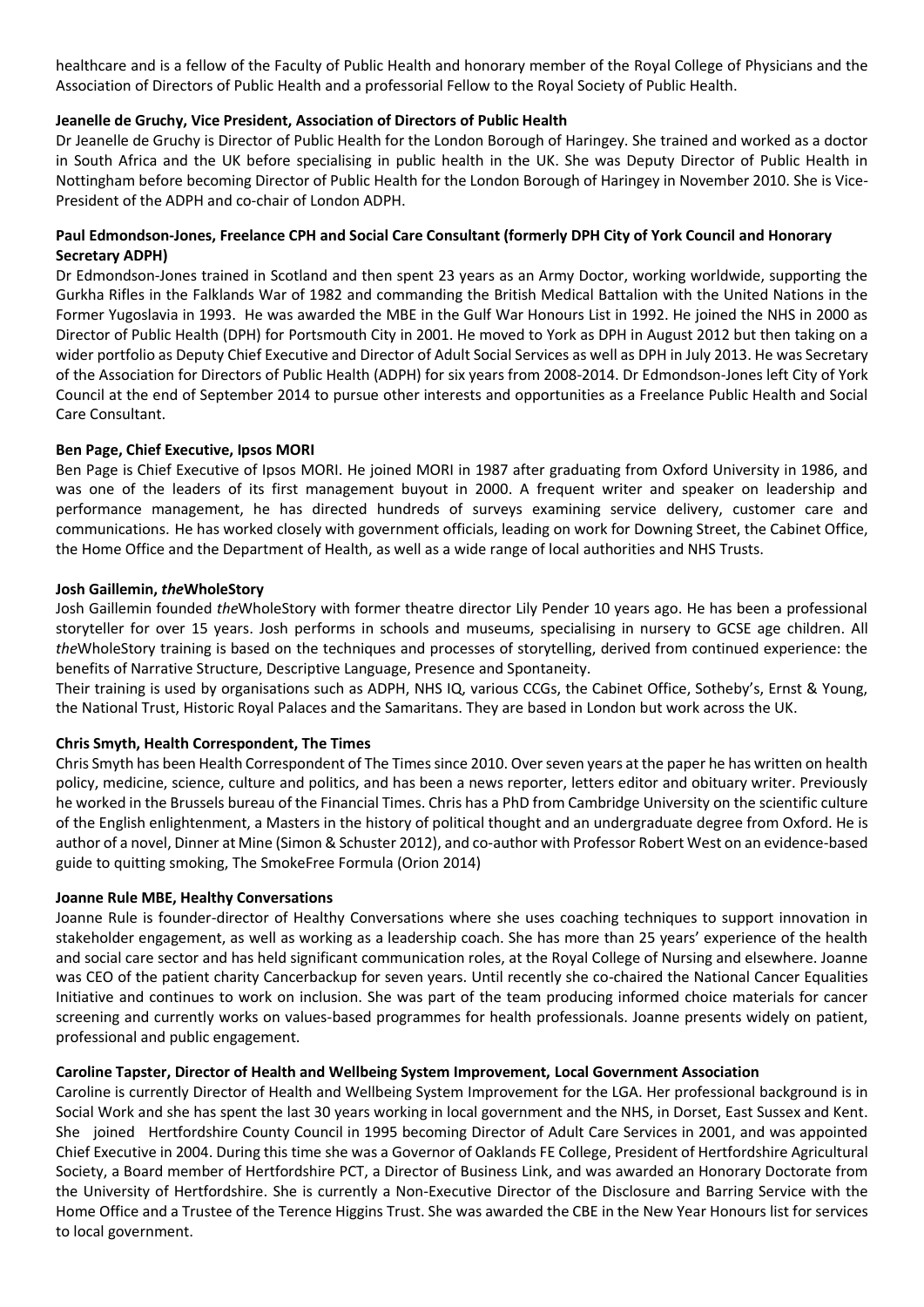healthcare and is a fellow of the Faculty of Public Health and honorary member of the Royal College of Physicians and the Association of Directors of Public Health and a professorial Fellow to the Royal Society of Public Health.

**Jeanelle de Gruchy, Vice President, Association of Directors of Public Health**

Dr Jeanelle de Gruchy is Director of Public Health for the London Borough of Haringey. She trained and worked as a doctor in South Africa and the UK before specialising in public health in the UK. She was Deputy Director of Public Health in Nottingham before becoming Director of Public Health for the London Borough of Haringey in November 2010. She is Vice-President of the ADPH and co-chair of London ADPH.

**Paul Edmondson-Jones, Freelance CPH and Social Care Consultant (formerly DPH City of York Council and Honorary Secretary ADPH)**

Dr Edmondson-Jones trained in Scotland and then spent 23 years as an Army Doctor, working worldwide, supporting the Gurkha Rifles in the Falklands War of 1982 and commanding the British Medical Battalion with the United Nations in the Former Yugoslavia in 1993. He was awarded the MBE in the Gulf War Honours List in 1992. He joined the NHS in 2000 as Director of Public Health (DPH) for Portsmouth City in 2001. He moved to York as DPH in August 2012 but then taking on a wider portfolio as Deputy Chief Executive and Director of Adult Social Services as well as DPH in July 2013. He was Secretary of the Association for Directors of Public Health (ADPH) for six years from 2008-2014. Dr Edmondson-Jones left City of York Council at the end of September 2014 to pursue other interests and opportunities as a Freelance Public Health and Social Care Consultant.

**Ben Page, Chief Executive, Ipsos MORI**

Ben Page is Chief Executive of Ipsos MORI. He joined MORI in 1987 after graduating from Oxford University in 1986, and was one of the leaders of its first management buyout in 2000. A frequent writer and speaker on leadership and performance management, he has directed hundreds of surveys examining service delivery, customer care and communications. He has worked closely with government officials, leading on work for Downing Street, the Cabinet Office, the Home Office and the Department of Health, as well as a wide range of local authorities and NHS Trusts.

**Josh Gaillemin, *the*WholeStory**

Josh Gaillemin founded *the*WholeStory with former theatre director Lily Pender 10 years ago. He has been a professional storyteller for over 15 years. Josh performs in schools and museums, specialising in nursery to GCSE age children. All *the*WholeStory training is based on the techniques and processes of storytelling, derived from continued experience: the benefits of Narrative Structure, Descriptive Language, Presence and Spontaneity.

Their training is used by organisations such as ADPH, NHS IQ, various CCGs, the Cabinet Office, Sotheby's, Ernst & Young, the National Trust, Historic Royal Palaces and the Samaritans. They are based in London but work across the UK.

**Chris Smyth, Health Correspondent, The Times**

Chris Smyth has been Health Correspondent of The Times since 2010. Over seven years at the paper he has written on health policy, medicine, science, culture and politics, and has been a news reporter, letters editor and obituary writer. Previously he worked in the Brussels bureau of the Financial Times. Chris has a PhD from Cambridge University on the scientific culture of the English enlightenment, a Masters in the history of political thought and an undergraduate degree from Oxford. He is author of a novel, Dinner at Mine (Simon & Schuster 2012), and co-author with Professor Robert West on an evidence-based guide to quitting smoking, The SmokeFree Formula (Orion 2014)

**Joanne Rule MBE, Healthy Conversations**

Joanne Rule is founder-director of Healthy Conversations where she uses coaching techniques to support innovation in stakeholder engagement, as well as working as a leadership coach. She has more than 25 years' experience of the health and social care sector and has held significant communication roles, at the Royal College of Nursing and elsewhere. Joanne was CEO of the patient charity Cancerbackup for seven years. Until recently she co-chaired the National Cancer Equalities Initiative and continues to work on inclusion. She was part of the team producing informed choice materials for cancer screening and currently works on values-based programmes for health professionals. Joanne presents widely on patient, professional and public engagement.

**Caroline Tapster, Director of Health and Wellbeing System Improvement, Local Government Association**

Caroline is currently Director of Health and Wellbeing System Improvement for the LGA. Her professional background is in Social Work and she has spent the last 30 years working in local government and the NHS, in Dorset, East Sussex and Kent. She joined Hertfordshire County Council in 1995 becoming Director of Adult Care Services in 2001, and was appointed Chief Executive in 2004. During this time she was a Governor of Oaklands FE College, President of Hertfordshire Agricultural Society, a Board member of Hertfordshire PCT, a Director of Business Link, and was awarded an Honorary Doctorate from the University of Hertfordshire. She is currently a Non-Executive Director of the Disclosure and Barring Service with the Home Office and a Trustee of the Terence Higgins Trust. She was awarded the CBE in the New Year Honours list for services to local government.